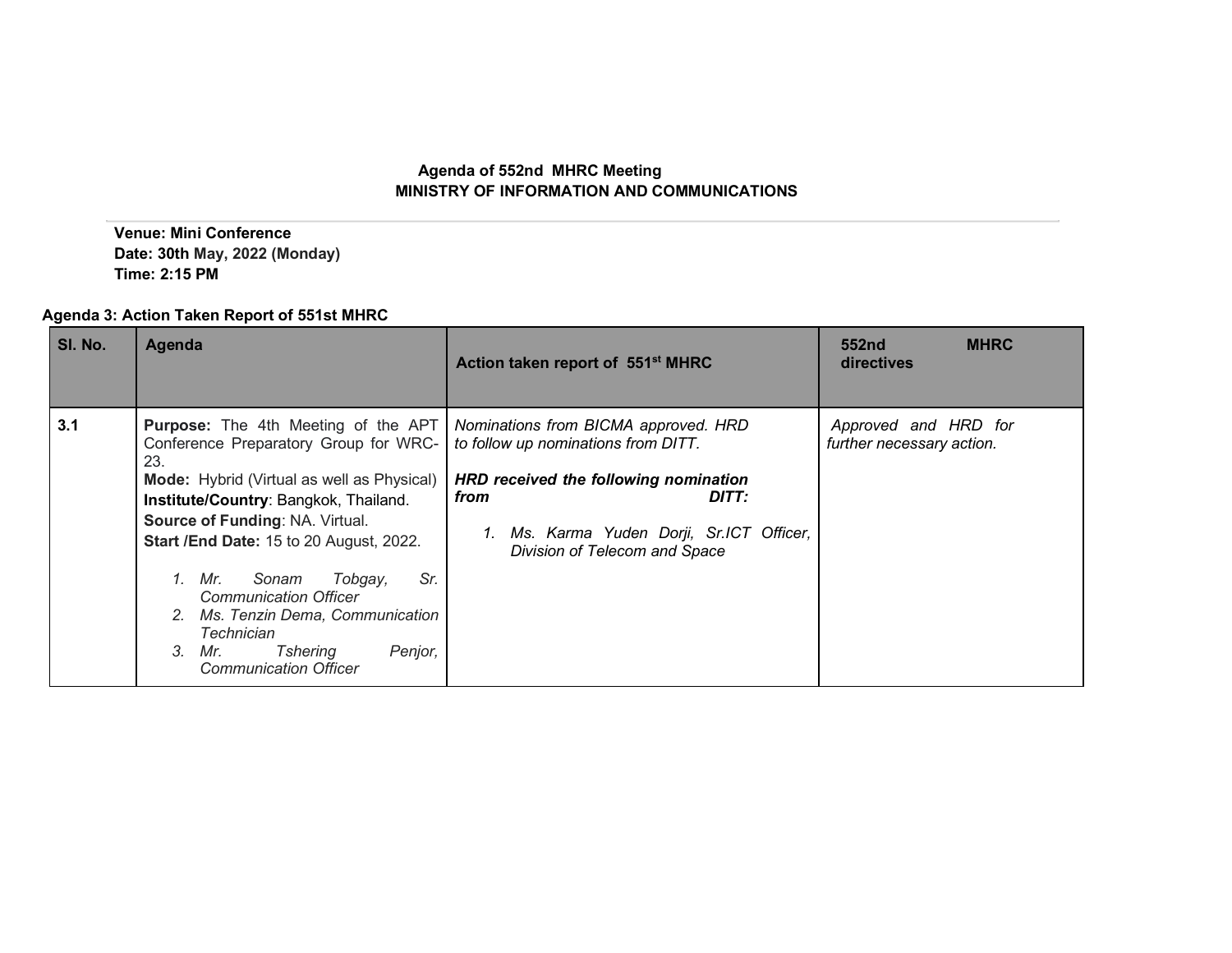**Agenda of 552nd MHRC Meeting**
**MINISTRY OF INFORMATION AND COMMUNICATIONS**

---

**Venue: Mini Conference**
**Date: 30th May, 2022 (Monday)**
**Time: 2:15 PM**

**Agenda 3: Action Taken Report of 551st MHRC**

| Sl. No. | Agenda | Action taken report of 551st MHRC | 552nd MHRC directives |
|---|---|---|---|
| **3.1** | **Purpose:** The 4th Meeting of the APT Conference Preparatory Group for WRC-23.<br>**Mode:** Hybrid (Virtual as well as Physical)<br>**Institute/Country**: Bangkok, Thailand.<br>**Source of Funding**: NA. Virtual.<br>**Start /End Date:** 15 to 20 August, 2022.<br><br>1. *Mr. Sonam Tobgay, Sr. Communication Officer*<br>2. *Ms. Tenzin Dema, Communication Technician*<br>3. *Mr. Tshering Penjor, Communication Officer* | *Nominations from BICMA approved. HRD to follow up nominations from DITT.*<br><br>***HRD received the following nomination from DITT:***<br><br>1. *Ms. Karma Yuden Dorji, Sr.ICT Officer, Division of Telecom and Space* | *Approved and HRD for further necessary action.* |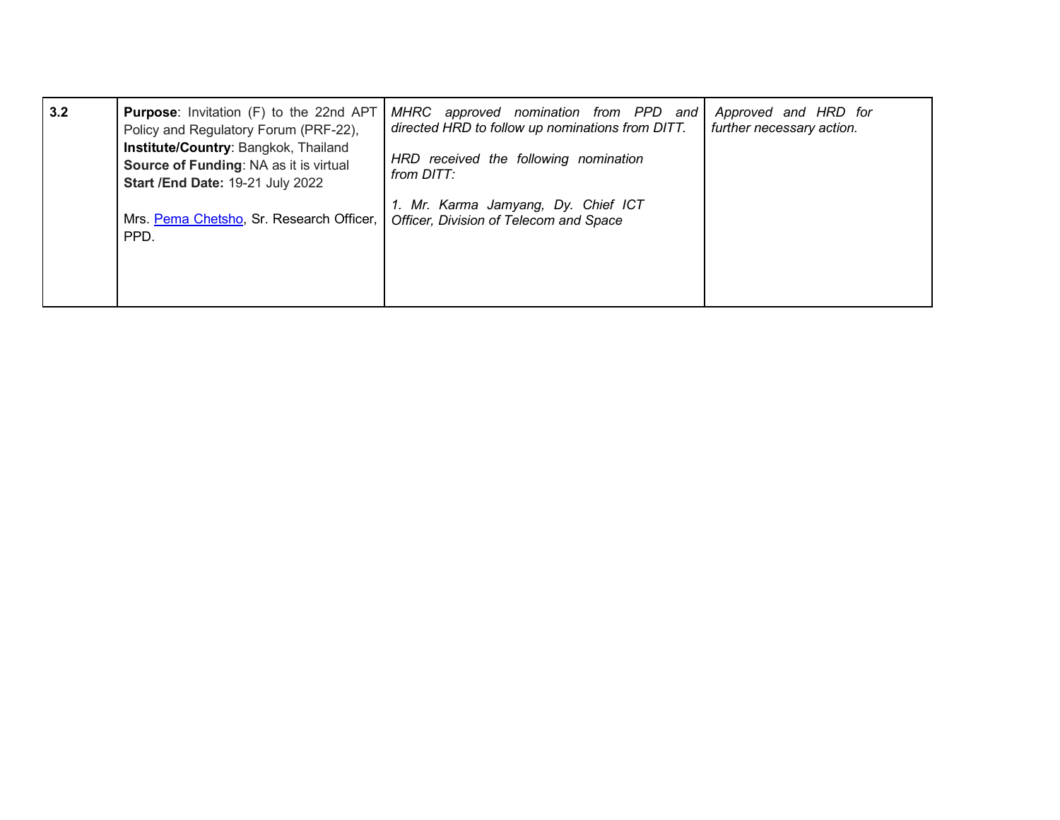| 3.2 | **Purpose**: Invitation (F) to the 22nd APT Policy and Regulatory Forum (PRF-22),<br>**Institute/Country**: Bangkok, Thailand<br>**Source of Funding**: NA as it is virtual<br>**Start /End Date:** 19-21 July 2022<br><br>Mrs. Pema Chetsho, Sr. Research Officer, PPD. | *MHRC approved nomination from PPD and directed HRD to follow up nominations from DITT.*<br><br>*HRD received the following nomination from DITT:*<br><br>*1. Mr. Karma Jamyang, Dy. Chief ICT Officer, Division of Telecom and Space* | *Approved and HRD for further necessary action.* |
|---|---|---|---|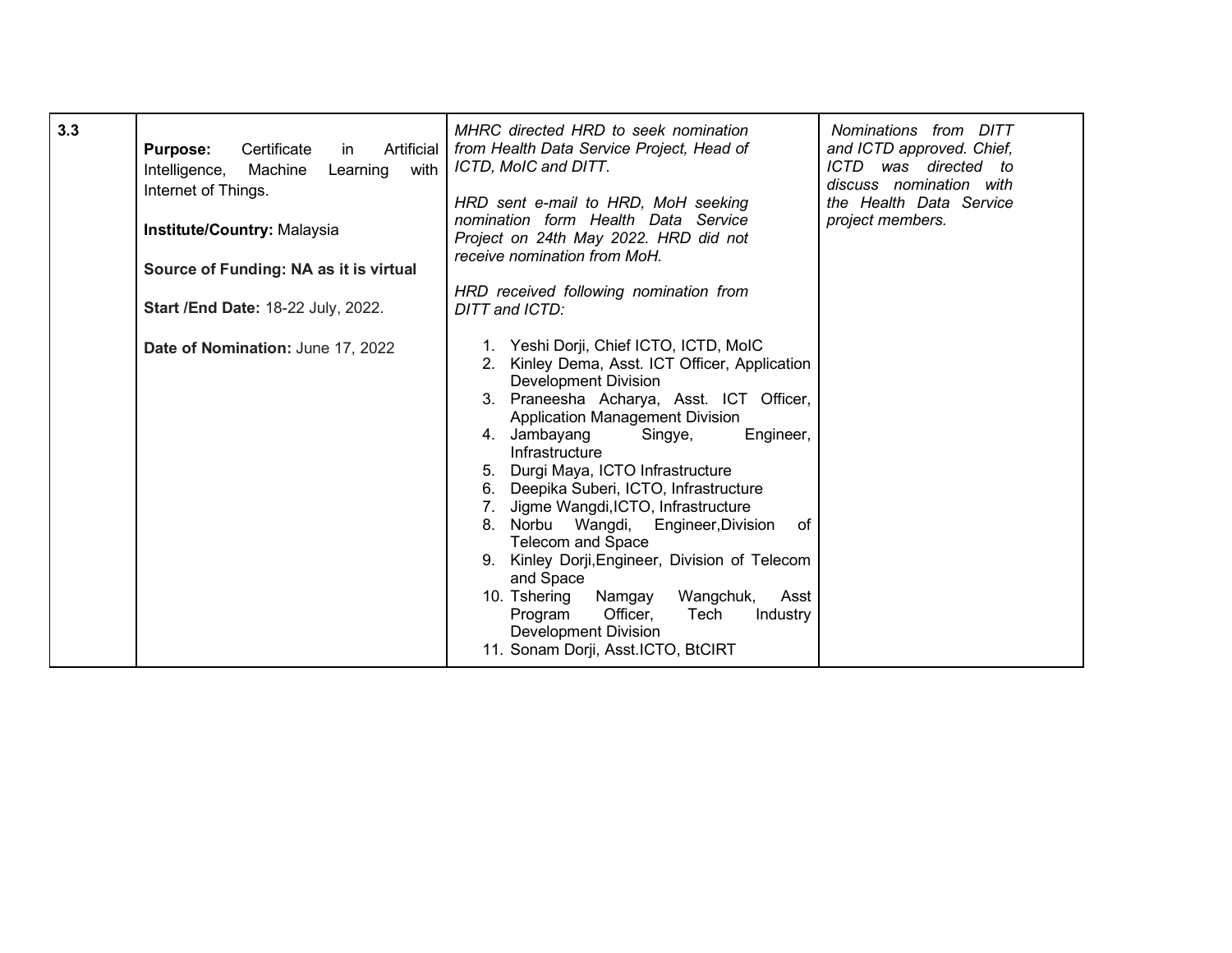| | | | |
|---|---|---|---|
| 3.3 | **Purpose:** Certificate in Artificial Intelligence, Machine Learning with Internet of Things.<br><br>**Institute/Country:** Malaysia<br><br>**Source of Funding: NA as it is virtual**<br><br>**Start /End Date:** 18-22 July, 2022.<br><br>**Date of Nomination:** June 17, 2022 | *MHRC directed HRD to seek nomination from Health Data Service Project, Head of ICTD, MoIC and DITT.*<br><br>*HRD sent e-mail to HRD, MoH seeking nomination form Health Data Service Project on 24th May 2022. HRD did not receive nomination from MoH.*<br><br>*HRD received following nomination from DITT and ICTD:*<br><br>1. Yeshi Dorji, Chief ICTO, ICTD, MoIC<br>2. Kinley Dema, Asst. ICT Officer, Application Development Division<br>3. Praneesha Acharya, Asst. ICT Officer, Application Management Division<br>4. Jambayang Singye, Engineer, Infrastructure<br>5. Durgi Maya, ICTO Infrastructure<br>6. Deepika Suberi, ICTO, Infrastructure<br>7. Jigme Wangdi,ICTO, Infrastructure<br>8. Norbu Wangdi, Engineer,Division of Telecom and Space<br>9. Kinley Dorji,Engineer, Division of Telecom and Space<br>10. Tshering Namgay Wangchuk, Asst Program Officer, Tech Industry Development Division<br>11. Sonam Dorji, Asst.ICTO, BtCIRT | *Nominations from DITT and ICTD approved. Chief, ICTD was directed to discuss nomination with the Health Data Service project members.* |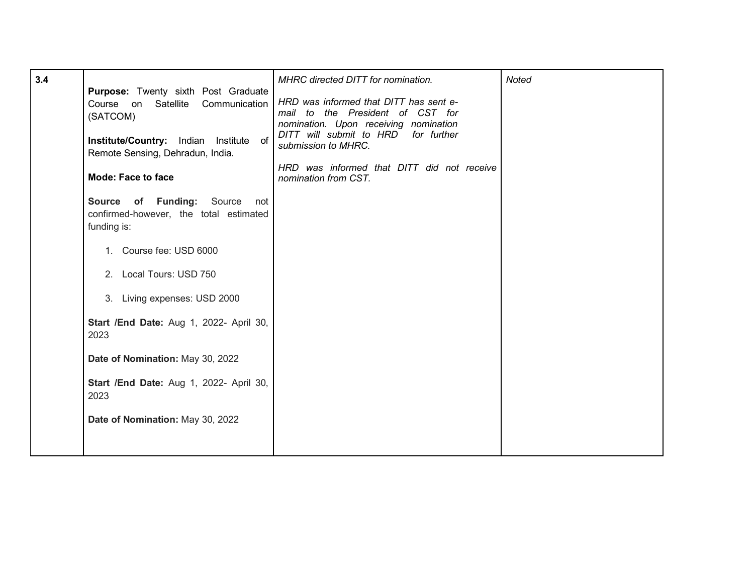| | | | |
|---|---|---|---|
| 3.4 | **Purpose:** Twenty sixth Post Graduate Course on Satellite Communication (SATCOM)<br><br>**Institute/Country:** Indian Institute of Remote Sensing, Dehradun, India.<br><br>**Mode: Face to face**<br><br>**Source of Funding:** Source not confirmed-however, the total estimated funding is:<br><br>1. Course fee: USD 6000<br>2. Local Tours: USD 750<br>3. Living expenses: USD 2000<br><br>**Start /End Date:** Aug 1, 2022- April 30, 2023<br><br>**Date of Nomination:** May 30, 2022<br><br>**Start /End Date:** Aug 1, 2022- April 30, 2023<br><br>**Date of Nomination:** May 30, 2022 | *MHRC directed DITT for nomination.*<br><br>*HRD was informed that DITT has sent e-mail to the President of CST for nomination. Upon receiving nomination DITT will submit to HRD for further submission to MHRC.*<br><br>*HRD was informed that DITT did not receive nomination from CST.* | *Noted* |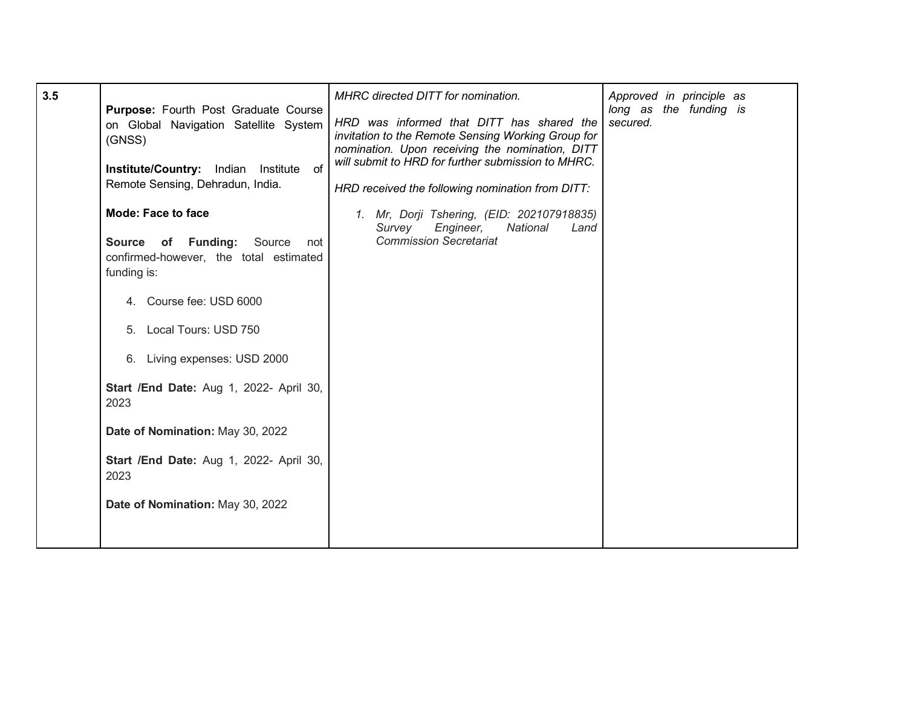| | | | |
|---|---|---|---|
| **3.5** | **Purpose:** Fourth Post Graduate Course on Global Navigation Satellite System (GNSS)<br><br>**Institute/Country:** Indian Institute of Remote Sensing, Dehradun, India.<br><br>**Mode: Face to face**<br><br>**Source of Funding:** Source not confirmed-however, the total estimated funding is:<br><br>4. Course fee: USD 6000<br>5. Local Tours: USD 750<br>6. Living expenses: USD 2000<br><br>**Start /End Date:** Aug 1, 2022- April 30, 2023<br><br>**Date of Nomination:** May 30, 2022<br><br>**Start /End Date:** Aug 1, 2022- April 30, 2023<br><br>**Date of Nomination:** May 30, 2022 | *MHRC directed DITT for nomination.*<br><br>*HRD was informed that DITT has shared the invitation to the Remote Sensing Working Group for nomination. Upon receiving the nomination, DITT will submit to HRD for further submission to MHRC.*<br><br>*HRD received the following nomination from DITT:*<br><br>*1. Mr, Dorji Tshering, (EID: 202107918835) Survey Engineer, National Land Commission Secretariat* | *Approved in principle as long as the funding is secured.* |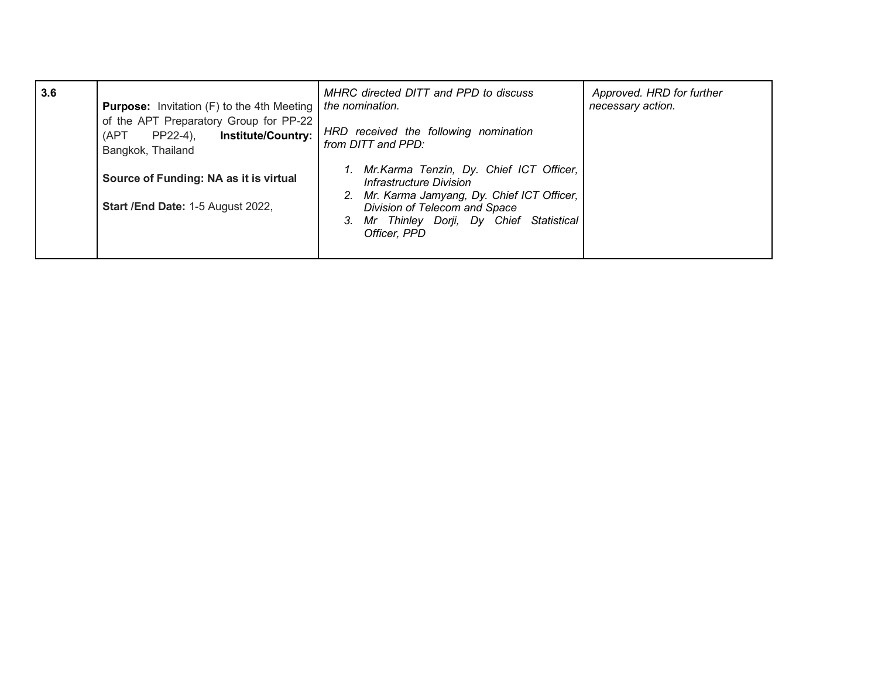| | | | |
|---|---|---|---|
| **3.6** | **Purpose:** Invitation (F) to the 4th Meeting of the APT Preparatory Group for PP-22 (APT PP22-4), **Institute/Country:** Bangkok, Thailand<br><br>**Source of Funding: NA as it is virtual**<br><br>**Start /End Date:** 1-5 August 2022, | *MHRC directed DITT and PPD to discuss the nomination.*<br><br>*HRD received the following nomination from DITT and PPD:*<br><br>1. *Mr.Karma Tenzin, Dy. Chief ICT Officer, Infrastructure Division*<br>2. *Mr. Karma Jamyang, Dy. Chief ICT Officer, Division of Telecom and Space*<br>3. *Mr Thinley Dorji, Dy Chief Statistical Officer, PPD* | *Approved. HRD for further necessary action.* |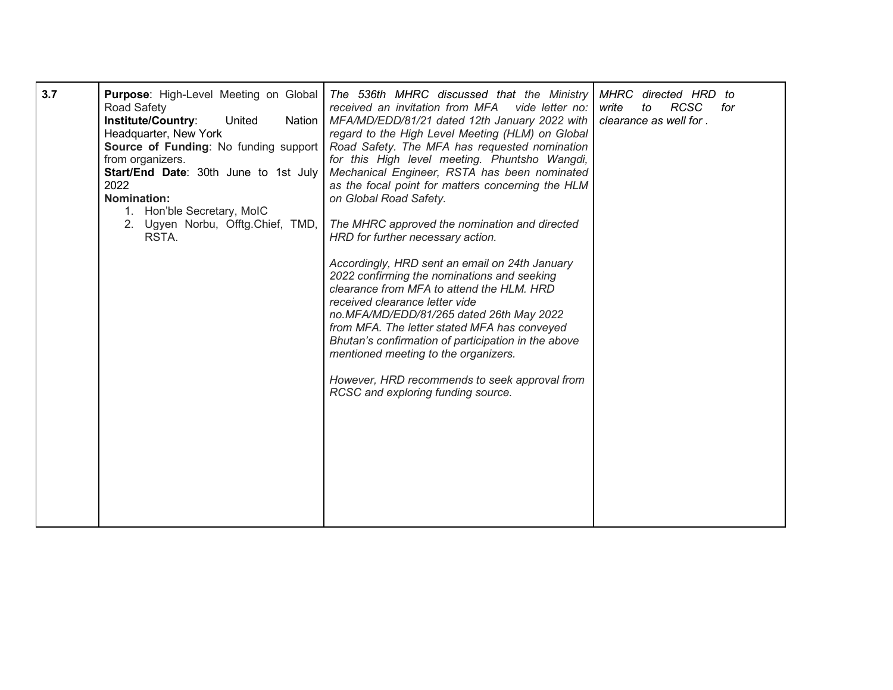| 3.7 | **Purpose**: High-Level Meeting on Global Road Safety<br>**Institute/Country**: United Nation Headquarter, New York<br>**Source of Funding**: No funding support from organizers.<br>**Start/End Date**: 30th June to 1st July 2022<br>**Nomination:**<br>1. Hon'ble Secretary, MoIC<br>2. Ugyen Norbu, Offtg.Chief, TMD, RSTA. | *The 536th MHRC discussed that the Ministry received an invitation from MFA vide letter no: MFA/MD/EDD/81/21 dated 12th January 2022 with regard to the High Level Meeting (HLM) on Global Road Safety. The MFA has requested nomination for this High level meeting. Phuntsho Wangdi, Mechanical Engineer, RSTA has been nominated as the focal point for matters concerning the HLM on Global Road Safety.*<br><br>*The MHRC approved the nomination and directed HRD for further necessary action.*<br><br>*Accordingly, HRD sent an email on 24th January 2022 confirming the nominations and seeking clearance from MFA to attend the HLM. HRD received clearance letter vide no.MFA/MD/EDD/81/265 dated 26th May 2022 from MFA. The letter stated MFA has conveyed Bhutan's confirmation of participation in the above mentioned meeting to the organizers.*<br><br>*However, HRD recommends to seek approval from RCSC and exploring funding source.* | *MHRC directed HRD to write to RCSC for clearance as well for .* |
|---|---|---|---|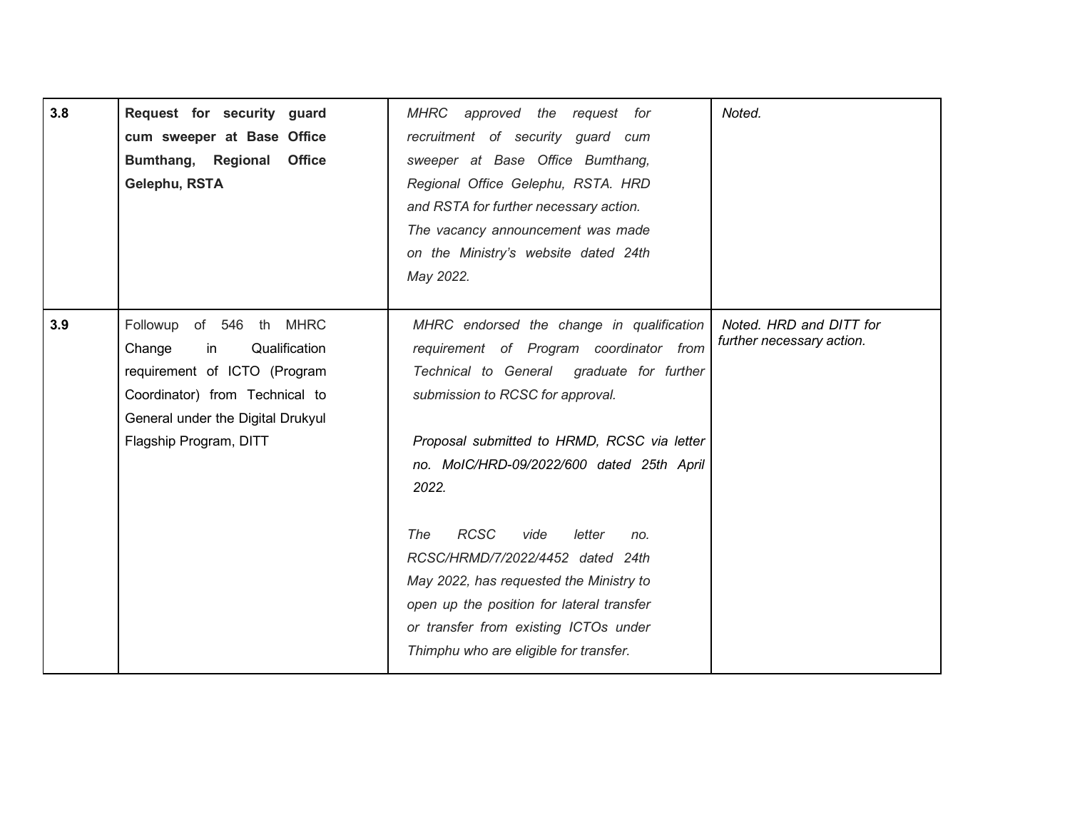| | | | |
|---|---|---|---|
| 3.8 | **Request for security guard cum sweeper at Base Office Bumthang, Regional Office Gelephu, RSTA** | *MHRC approved the request for recruitment of security guard cum sweeper at Base Office Bumthang, Regional Office Gelephu, RSTA. HRD and RSTA for further necessary action.*<br>*The vacancy announcement was made on the Ministry's website dated 24th May 2022.* | *Noted.* |
| 3.9 | Followup of 546 th MHRC Change in Qualification requirement of ICTO (Program Coordinator) from Technical to General under the Digital Drukyul Flagship Program, DITT | *MHRC endorsed the change in qualification requirement of Program coordinator from Technical to General graduate for further submission to RCSC for approval.*<br><br>*Proposal submitted to HRMD, RCSC via letter no. MoIC/HRD-09/2022/600 dated 25th April 2022.*<br><br>*The RCSC vide letter no. RCSC/HRMD/7/2022/4452 dated 24th May 2022, has requested the Ministry to open up the position for lateral transfer or transfer from existing ICTOs under Thimphu who are eligible for transfer.* | *Noted. HRD and DITT for further necessary action.* |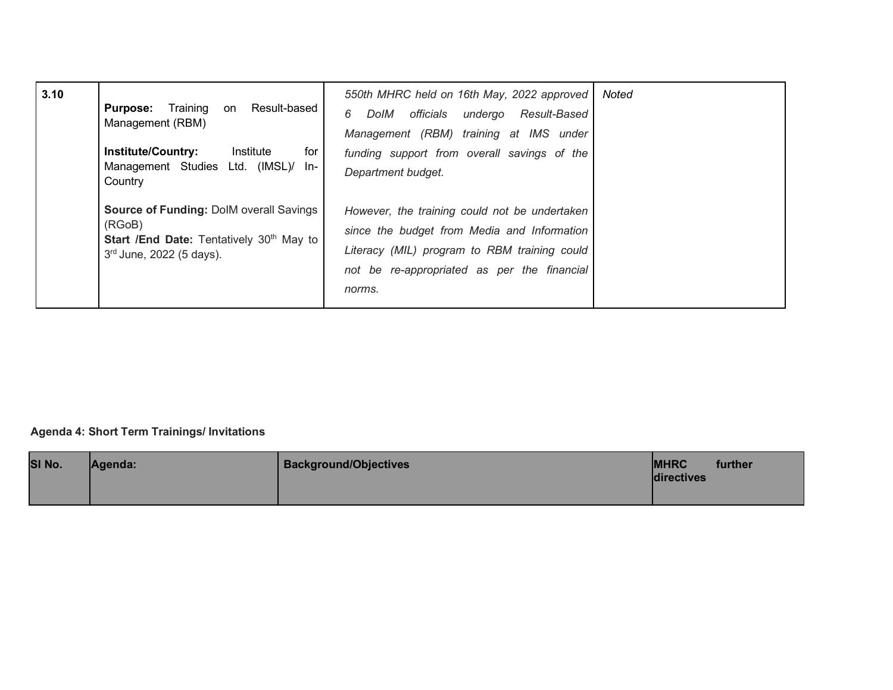| | | | |
|---|---|---|---|
| **3.10** | **Purpose:** Training on Result-based Management (RBM)<br><br>**Institute/Country:** Institute for Management Studies Ltd. (IMSL)/ In-Country<br><br>**Source of Funding:** DoIM overall Savings (RGoB)<br>**Start /End Date:** Tentatively 30th May to 3rd June, 2022 (5 days). | *550th MHRC held on 16th May, 2022 approved 6 DoIM officials undergo Result-Based Management (RBM) training at IMS under funding support from overall savings of the Department budget.*<br><br>*However, the training could not be undertaken since the budget from Media and Information Literacy (MIL) program to RBM training could not be re-appropriated as per the financial norms.* | *Noted* |

**Agenda 4: Short Term Trainings/ Invitations**

| Sl No. | Agenda: | Background/Objectives | MHRC further directives |
|---|---|---|---|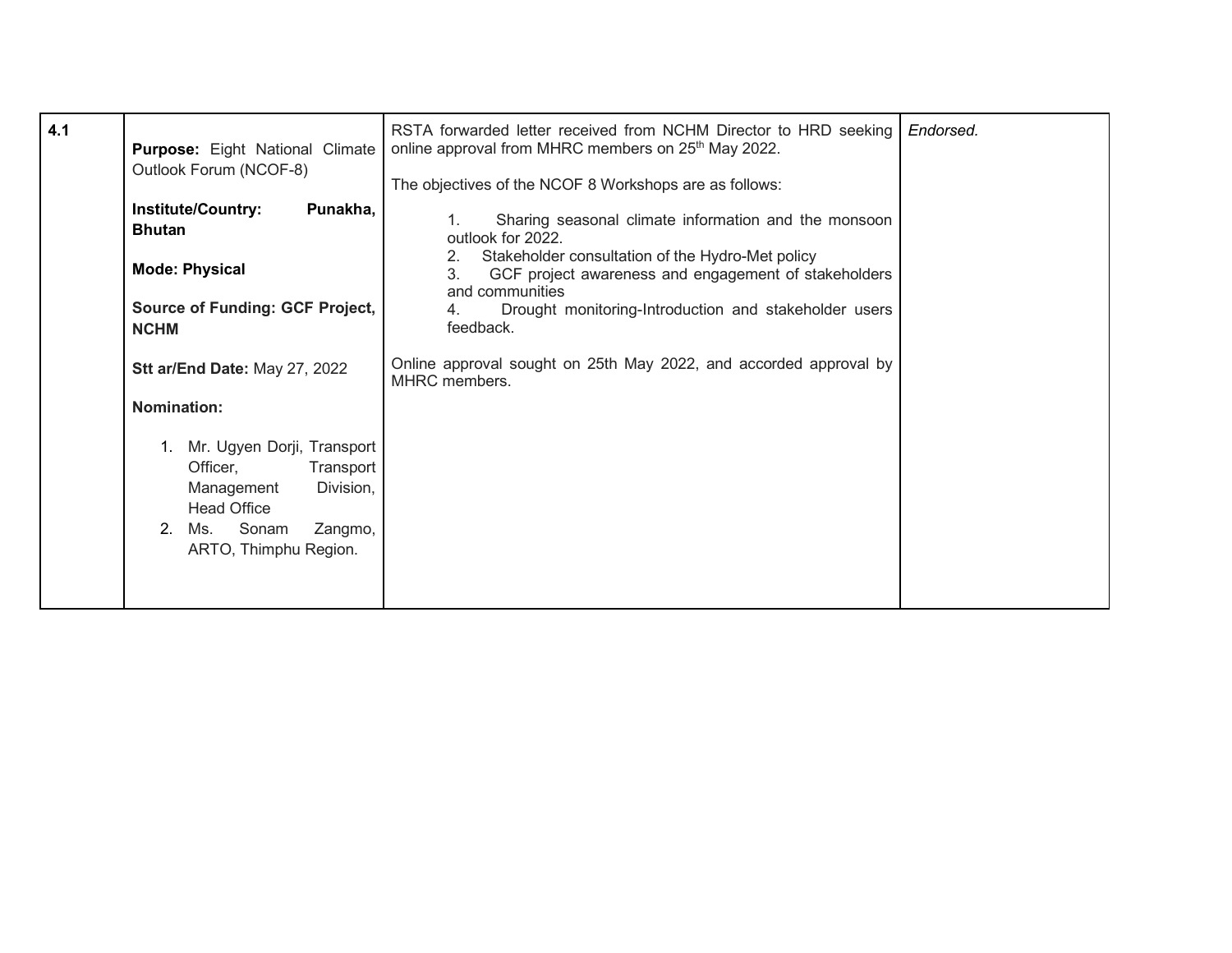| 4.1 | **Purpose:** Eight National Climate Outlook Forum (NCOF-8)<br><br>**Institute/Country: Punakha, Bhutan**<br><br>**Mode: Physical**<br><br>**Source of Funding: GCF Project, NCHM**<br><br>**Stt ar/End Date:** May 27, 2022<br><br>**Nomination:**<br><br>1. Mr. Ugyen Dorji, Transport Officer, Transport Management Division, Head Office<br>2. Ms. Sonam Zangmo, ARTO, Thimphu Region. | RSTA forwarded letter received from NCHM Director to HRD seeking online approval from MHRC members on 25th May 2022.<br><br>The objectives of the NCOF 8 Workshops are as follows:<br><br>1. Sharing seasonal climate information and the monsoon outlook for 2022.<br>2. Stakeholder consultation of the Hydro-Met policy<br>3. GCF project awareness and engagement of stakeholders and communities<br>4. Drought monitoring-Introduction and stakeholder users feedback.<br><br>Online approval sought on 25th May 2022, and accorded approval by MHRC members. | *Endorsed.* |
|---|---|---|---|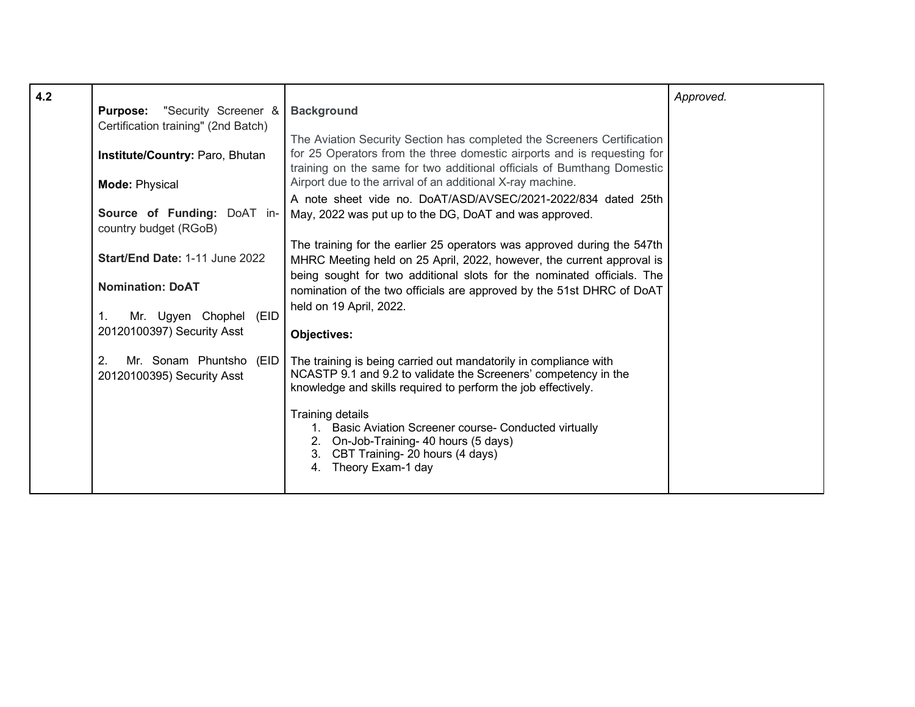| 4.2 | **Purpose:** "Security Screener & Certification training" (2nd Batch)<br><br>**Institute/Country:** Paro, Bhutan<br><br>**Mode:** Physical<br><br>**Source of Funding:** DoAT in-country budget (RGoB)<br><br>**Start/End Date:** 1-11 June 2022<br><br>**Nomination: DoAT**<br><br>1. Mr. Ugyen Chophel (EID 20120100397) Security Asst<br><br>2. Mr. Sonam Phuntsho (EID 20120100395) Security Asst | **Background**<br><br>The Aviation Security Section has completed the Screeners Certification for 25 Operators from the three domestic airports and is requesting for training on the same for two additional officials of Bumthang Domestic Airport due to the arrival of an additional X-ray machine.<br>A note sheet vide no. DoAT/ASD/AVSEC/2021-2022/834 dated 25th May, 2022 was put up to the DG, DoAT and was approved.<br><br>The training for the earlier 25 operators was approved during the 547th MHRC Meeting held on 25 April, 2022, however, the current approval is being sought for two additional slots for the nominated officials. The nomination of the two officials are approved by the 51st DHRC of DoAT held on 19 April, 2022.<br><br>**Objectives:**<br><br>The training is being carried out mandatorily in compliance with NCASTP 9.1 and 9.2 to validate the Screeners' competency in the knowledge and skills required to perform the job effectively.<br><br>Training details<br>1. Basic Aviation Screener course- Conducted virtually<br>2. On-Job-Training- 40 hours (5 days)<br>3. CBT Training- 20 hours (4 days)<br>4. Theory Exam-1 day | *Approved.* |
|---|---|---|---|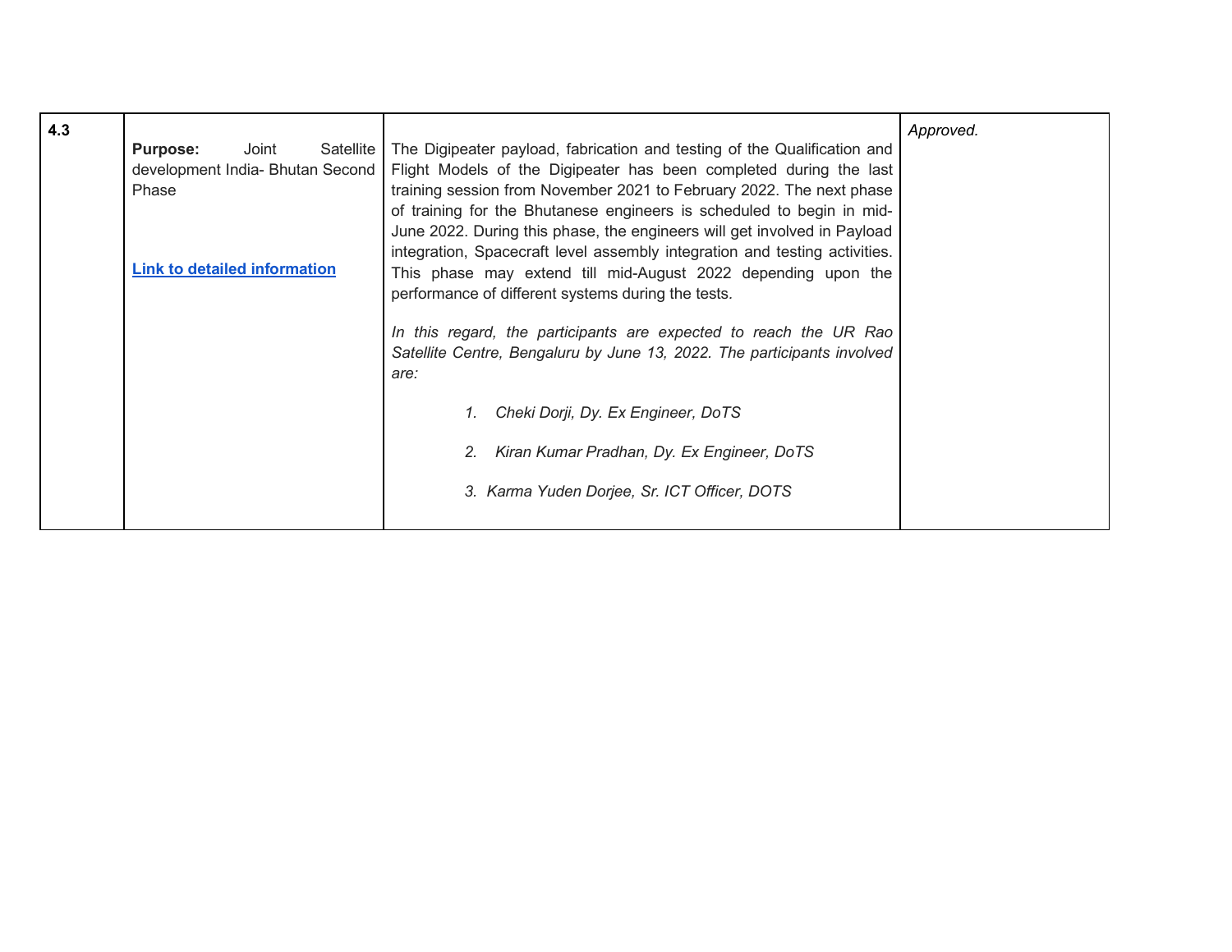| | | | |
|---|---|---|---|
| **4.3** | **Purpose:** Joint Satellite development India- Bhutan Second Phase<br><br>**[Link to detailed information]()** | The Digipeater payload, fabrication and testing of the Qualification and Flight Models of the Digipeater has been completed during the last training session from November 2021 to February 2022. The next phase of training for the Bhutanese engineers is scheduled to begin in mid-June 2022. During this phase, the engineers will get involved in Payload integration, Spacecraft level assembly integration and testing activities. This phase may extend till mid-August 2022 depending upon the performance of different systems during the tests.<br><br>*In this regard, the participants are expected to reach the UR Rao Satellite Centre, Bengaluru by June 13, 2022. The participants involved are:*<br><br>*1. Cheki Dorji, Dy. Ex Engineer, DoTS*<br>*2. Kiran Kumar Pradhan, Dy. Ex Engineer, DoTS*<br>*3. Karma Yuden Dorjee, Sr. ICT Officer, DOTS* | *Approved.* |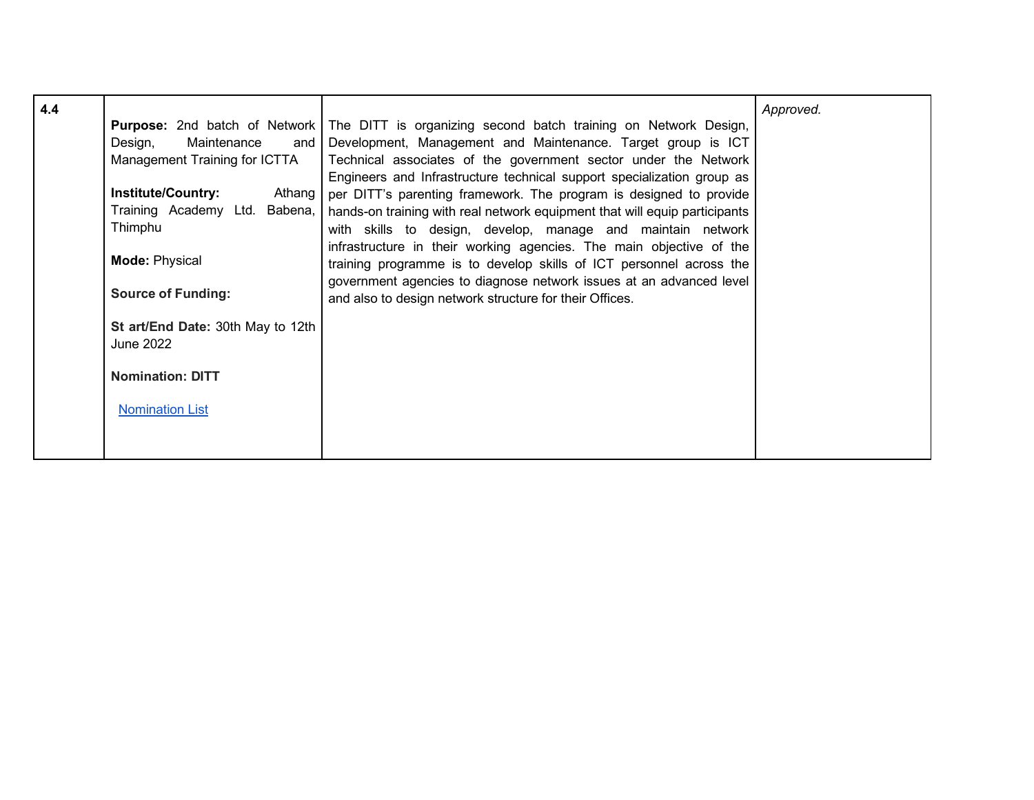| | | | |
|---|---|---|---|
| **4.4** | **Purpose:** 2nd batch of Network Design, Maintenance and Management Training for ICTTA<br><br>**Institute/Country:** Athang Training Academy Ltd. Babena, Thimphu<br><br>**Mode:** Physical<br><br>**Source of Funding:**<br><br>**St art/End Date:** 30th May to 12th June 2022<br><br>**Nomination: DITT**<br><br>Nomination List | The DITT is organizing second batch training on Network Design, Development, Management and Maintenance. Target group is ICT Technical associates of the government sector under the Network Engineers and Infrastructure technical support specialization group as per DITT's parenting framework. The program is designed to provide hands-on training with real network equipment that will equip participants with skills to design, develop, manage and maintain network infrastructure in their working agencies. The main objective of the training programme is to develop skills of ICT personnel across the government agencies to diagnose network issues at an advanced level and also to design network structure for their Offices. | *Approved.* |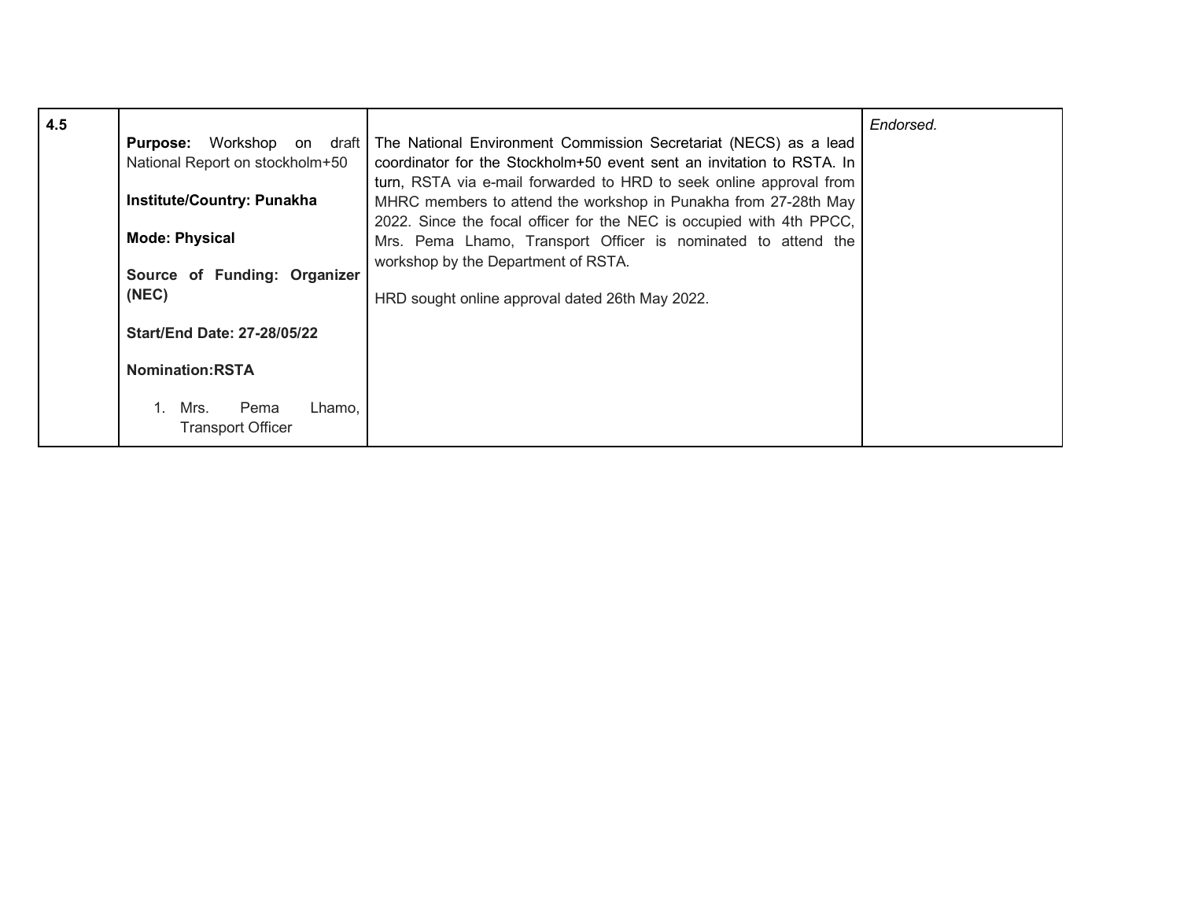| | | | |
|---|---|---|---|
| 4.5 | **Purpose:** Workshop on draft National Report on stockholm+50<br><br>**Institute/Country: Punakha**<br><br>**Mode: Physical**<br><br>**Source of Funding: Organizer (NEC)**<br><br>**Start/End Date: 27-28/05/22**<br><br>**Nomination:RSTA**<br><br>1. Mrs. Pema Lhamo, Transport Officer | The National Environment Commission Secretariat (NECS) as a lead coordinator for the Stockholm+50 event sent an invitation to RSTA. In turn, RSTA via e-mail forwarded to HRD to seek online approval from MHRC members to attend the workshop in Punakha from 27-28th May 2022. Since the focal officer for the NEC is occupied with 4th PPCC, Mrs. Pema Lhamo, Transport Officer is nominated to attend the workshop by the Department of RSTA.<br><br>HRD sought online approval dated 26th May 2022. | *Endorsed.* |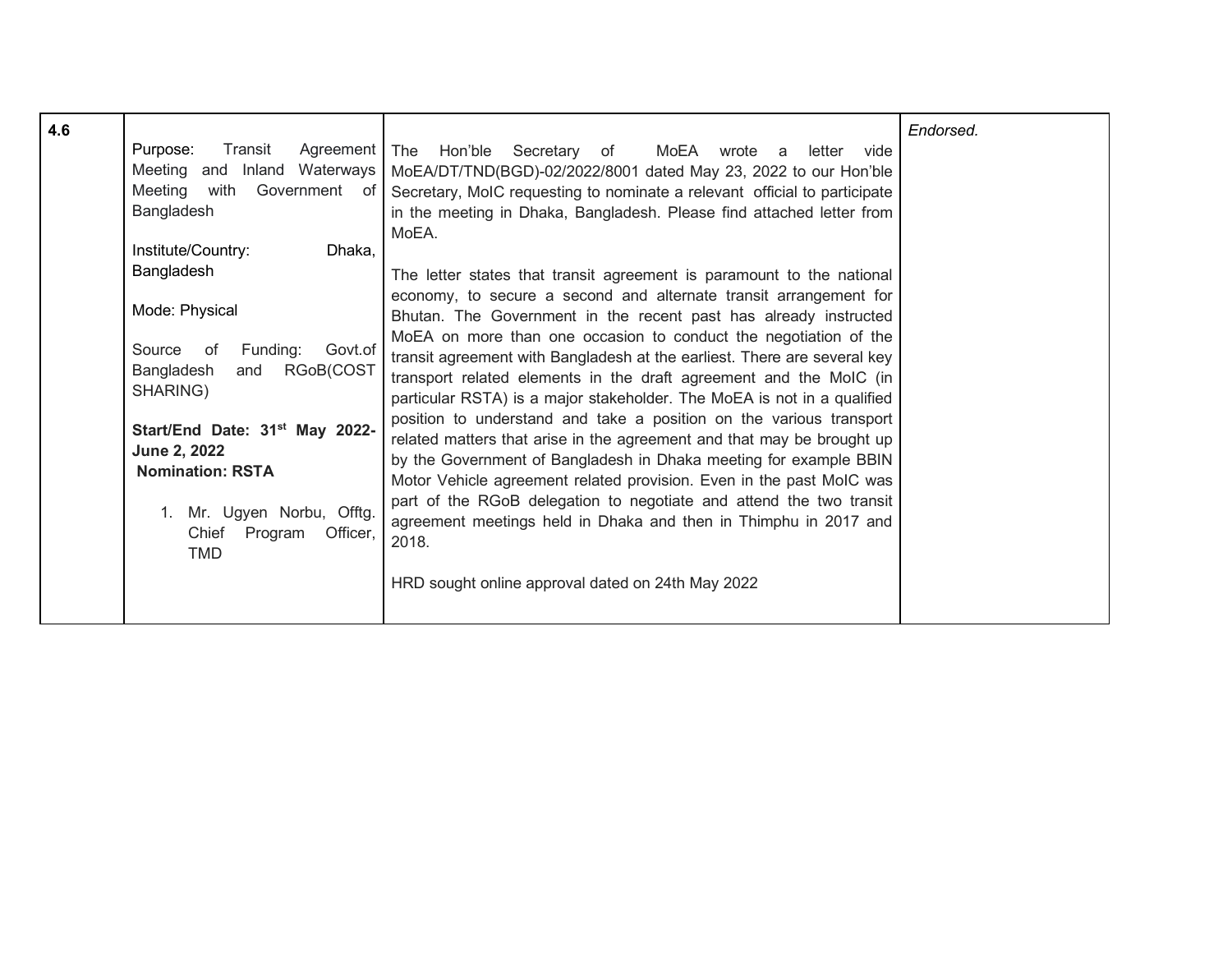| | | | |
|---|---|---|---|
| **4.6** | Purpose: Transit Agreement Meeting and Inland Waterways Meeting with Government of Bangladesh<br><br>Institute/Country: Dhaka, Bangladesh<br><br>Mode: Physical<br><br>Source of Funding: Govt.of Bangladesh and RGoB(COST SHARING)<br><br>**Start/End Date: 31st May 2022- June 2, 2022**<br>**Nomination: RSTA**<br><br>1. Mr. Ugyen Norbu, Offtg. Chief Program Officer, TMD | The Hon'ble Secretary of MoEA wrote a letter vide MoEA/DT/TND(BGD)-02/2022/8001 dated May 23, 2022 to our Hon'ble Secretary, MoIC requesting to nominate a relevant official to participate in the meeting in Dhaka, Bangladesh. Please find attached letter from MoEA.<br><br>The letter states that transit agreement is paramount to the national economy, to secure a second and alternate transit arrangement for Bhutan. The Government in the recent past has already instructed MoEA on more than one occasion to conduct the negotiation of the transit agreement with Bangladesh at the earliest. There are several key transport related elements in the draft agreement and the MoIC (in particular RSTA) is a major stakeholder. The MoEA is not in a qualified position to understand and take a position on the various transport related matters that arise in the agreement and that may be brought up by the Government of Bangladesh in Dhaka meeting for example BBIN Motor Vehicle agreement related provision. Even in the past MoIC was part of the RGoB delegation to negotiate and attend the two transit agreement meetings held in Dhaka and then in Thimphu in 2017 and 2018.<br><br>HRD sought online approval dated on 24th May 2022 | *Endorsed.* |